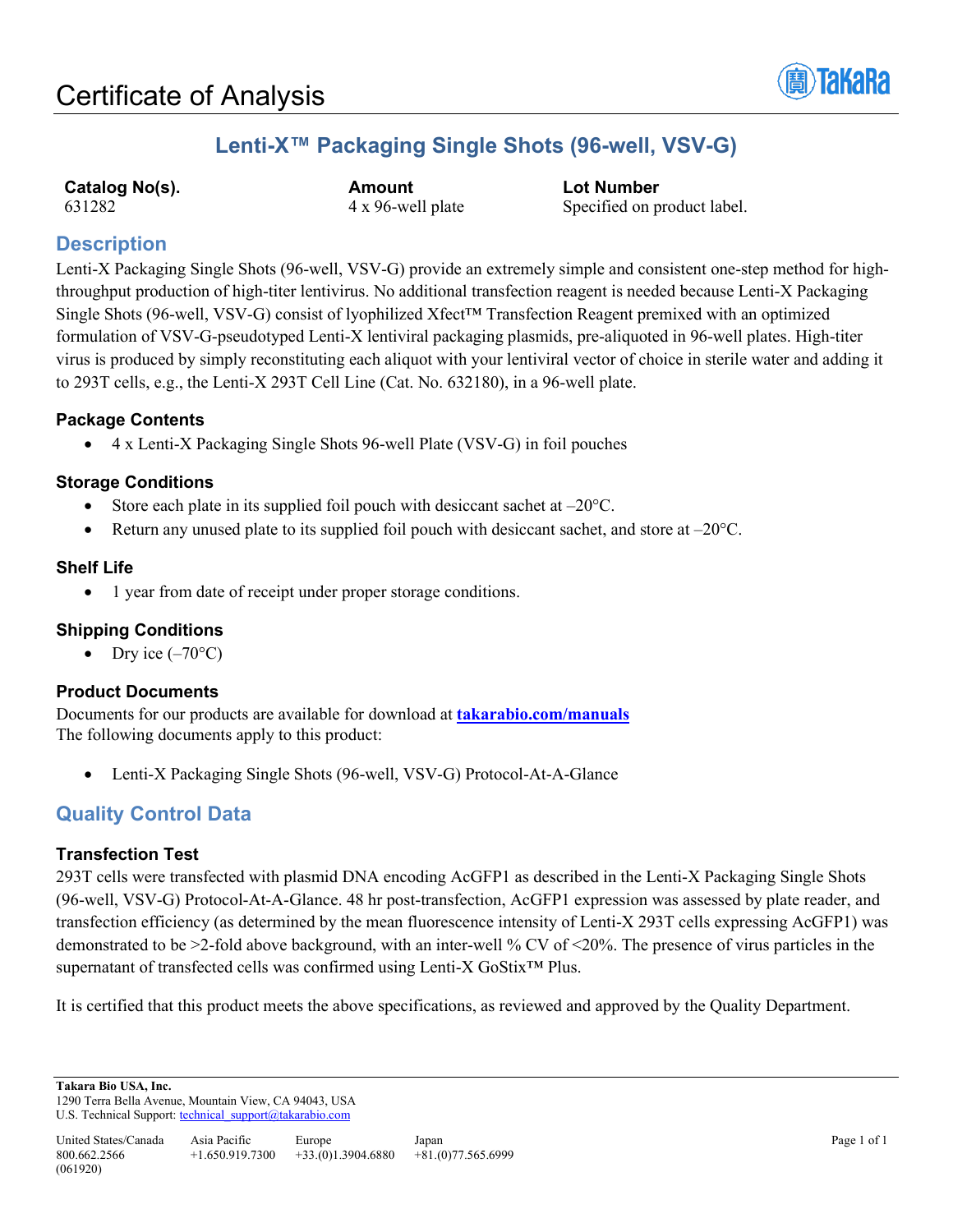# Certificate of Analysis

## Lenti-X™ Packaging Single Shots (96-well, VSV-G)

| Catalog No(s). | Amount | Lot Number |
| --- | --- | --- |
| 631282 | 4 x 96-well plate | Specified on product label. |

## Description

Lenti-X Packaging Single Shots (96-well, VSV-G) provide an extremely simple and consistent one-step method for high-throughput production of high-titer lentivirus. No additional transfection reagent is needed because Lenti-X Packaging Single Shots (96-well, VSV-G) consist of lyophilized Xfect™ Transfection Reagent premixed with an optimized formulation of VSV-G-pseudotyped Lenti-X lentiviral packaging plasmids, pre-aliquoted in 96-well plates. High-titer virus is produced by simply reconstituting each aliquot with your lentiviral vector of choice in sterile water and adding it to 293T cells, e.g., the Lenti-X 293T Cell Line (Cat. No. 632180), in a 96-well plate.

### Package Contents

- 4 x Lenti-X Packaging Single Shots 96-well Plate (VSV-G) in foil pouches

### Storage Conditions

- Store each plate in its supplied foil pouch with desiccant sachet at –20°C.
- Return any unused plate to its supplied foil pouch with desiccant sachet, and store at –20°C.

### Shelf Life

- 1 year from date of receipt under proper storage conditions.

### Shipping Conditions

- Dry ice (–70°C)

### Product Documents

Documents for our products are available for download at **takarabio.com/manuals**
The following documents apply to this product:

- Lenti-X Packaging Single Shots (96-well, VSV-G) Protocol-At-A-Glance

## Quality Control Data

### Transfection Test

293T cells were transfected with plasmid DNA encoding AcGFP1 as described in the Lenti-X Packaging Single Shots (96-well, VSV-G) Protocol-At-A-Glance. 48 hr post-transfection, AcGFP1 expression was assessed by plate reader, and transfection efficiency (as determined by the mean fluorescence intensity of Lenti-X 293T cells expressing AcGFP1) was demonstrated to be >2-fold above background, with an inter-well % CV of <20%. The presence of virus particles in the supernatant of transfected cells was confirmed using Lenti-X GoStix™ Plus.

It is certified that this product meets the above specifications, as reviewed and approved by the Quality Department.

**Takara Bio USA, Inc.**
1290 Terra Bella Avenue, Mountain View, CA 94043, USA
U.S. Technical Support: technical_support@takarabio.com

| United States/Canada | Asia Pacific | Europe | Japan |
| --- | --- | --- | --- |
| 800.662.2566 | +1.650.919.7300 | +33.(0)1.3904.6880 | +81.(0)77.565.6999 |

(061920)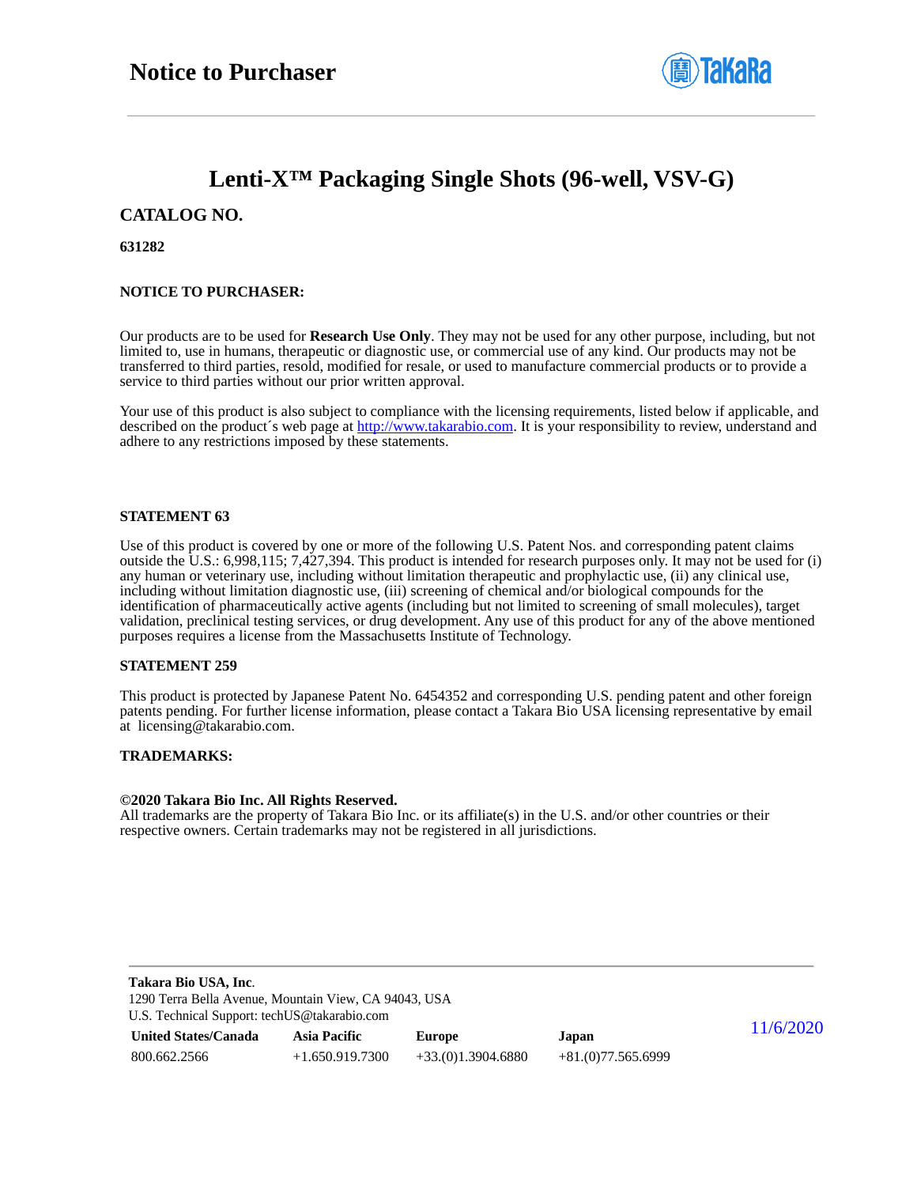# Notice to Purchaser

## Lenti-X™ Packaging Single Shots (96-well, VSV-G)

### CATALOG NO.

**631282**

**NOTICE TO PURCHASER:**

Our products are to be used for **Research Use Only**. They may not be used for any other purpose, including, but not limited to, use in humans, therapeutic or diagnostic use, or commercial use of any kind. Our products may not be transferred to third parties, resold, modified for resale, or used to manufacture commercial products or to provide a service to third parties without our prior written approval.

Your use of this product is also subject to compliance with the licensing requirements, listed below if applicable, and described on the product´s web page at http://www.takarabio.com. It is your responsibility to review, understand and adhere to any restrictions imposed by these statements.

**STATEMENT 63**

Use of this product is covered by one or more of the following U.S. Patent Nos. and corresponding patent claims outside the U.S.: 6,998,115; 7,427,394. This product is intended for research purposes only. It may not be used for (i) any human or veterinary use, including without limitation therapeutic and prophylactic use, (ii) any clinical use, including without limitation diagnostic use, (iii) screening of chemical and/or biological compounds for the identification of pharmaceutically active agents (including but not limited to screening of small molecules), target validation, preclinical testing services, or drug development. Any use of this product for any of the above mentioned purposes requires a license from the Massachusetts Institute of Technology.

**STATEMENT 259**

This product is protected by Japanese Patent No. 6454352 and corresponding U.S. pending patent and other foreign patents pending. For further license information, please contact a Takara Bio USA licensing representative by email at licensing@takarabio.com.

**TRADEMARKS:**

**©2020 Takara Bio Inc. All Rights Reserved.**
All trademarks are the property of Takara Bio Inc. or its affiliate(s) in the U.S. and/or other countries or their respective owners. Certain trademarks may not be registered in all jurisdictions.

**Takara Bio USA, Inc**.
1290 Terra Bella Avenue, Mountain View, CA 94043, USA
U.S. Technical Support: techUS@takarabio.com

| United States/Canada | Asia Pacific | Europe | Japan |
| --- | --- | --- | --- |
| 800.662.2566 | +1.650.919.7300 | +33.(0)1.3904.6880 | +81.(0)77.565.6999 |

11/6/2020